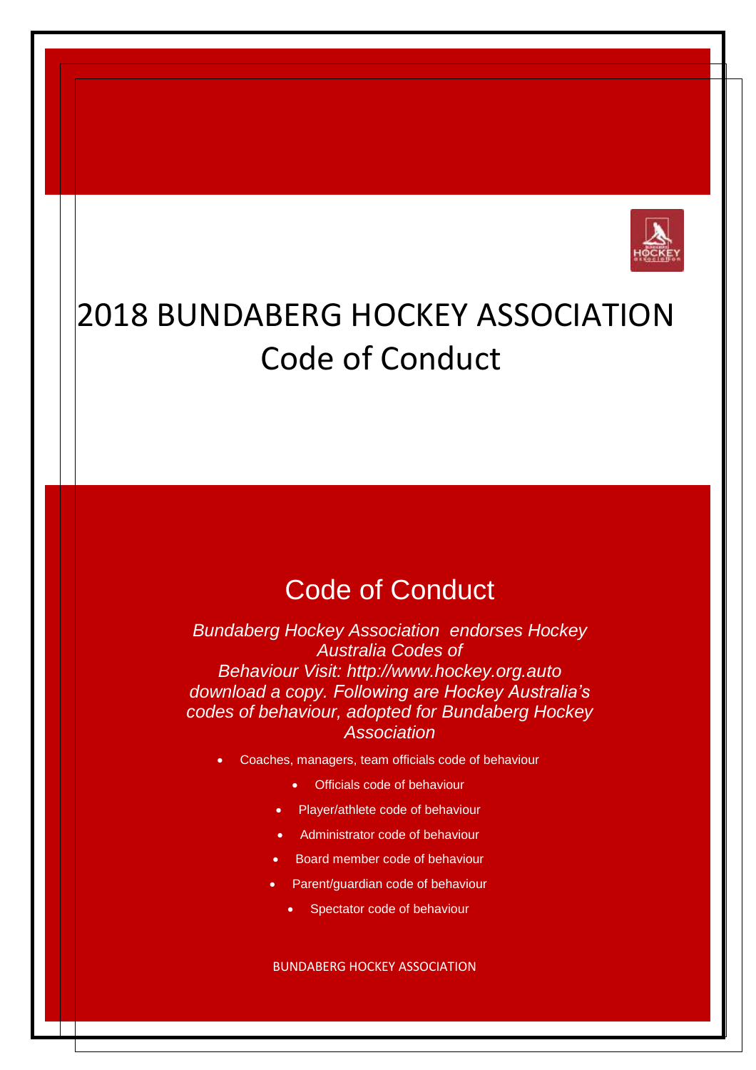# 2018 BUNDABERG HOCKEY ASSOCIATION Code of Conduct

## Code of Conduct

*Bundaberg Hockey Association endorses Hockey Australia Codes of Behaviour Visit: http://www.hockey.org.auto download a copy. Following are Hockey Australia's codes of behaviour, adopted for Bundaberg Hockey Association*

- Coaches, managers, team officials code of behaviour
- Officials code of behaviour
- Player/athlete code of behaviour
- Administrator code of behaviour
- Board member code of behaviour
- Parent/guardian code of behaviour
- Spectator code of behaviour

BUNDABERG HOCKEY ASSOCIATION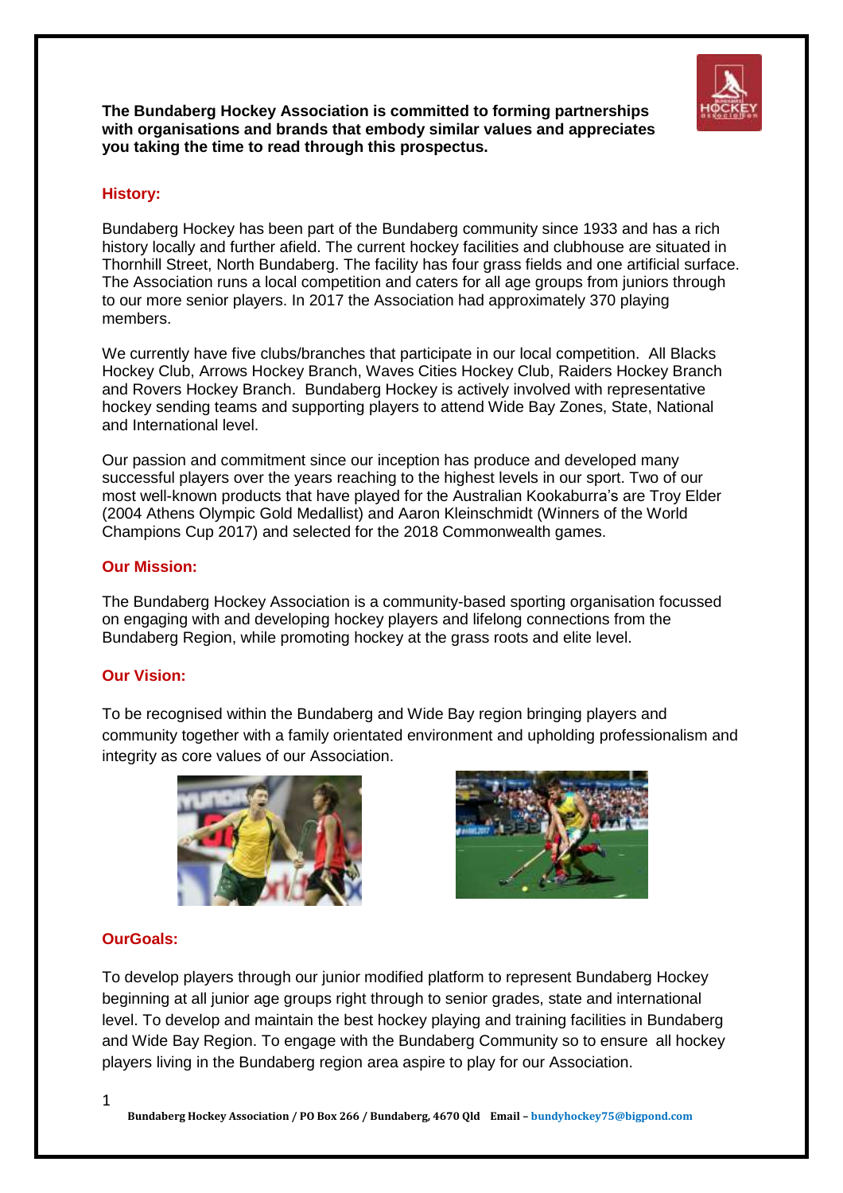**The Bundaberg Hockey Association is committed to forming partnerships with organisations and brands that embody similar values and appreciates you taking the time to read through this prospectus.**

## History:

Bundaberg Hockey has been part of the Bundaberg community since 1933 and has a rich history locally and further afield. The current hockey facilities and clubhouse are situated in Thornhill Street, North Bundaberg. The facility has four grass fields and one artificial surface. The Association runs a local competition and caters for all age groups from juniors through to our more senior players. In 2017 the Association had approximately 370 playing members.

We currently have five clubs/branches that participate in our local competition. All Blacks Hockey Club, Arrows Hockey Branch, Waves Cities Hockey Club, Raiders Hockey Branch and Rovers Hockey Branch. Bundaberg Hockey is actively involved with representative hockey sending teams and supporting players to attend Wide Bay Zones, State, National and International level.

Our passion and commitment since our inception has produce and developed many successful players over the years reaching to the highest levels in our sport. Two of our most well-known products that have played for the Australian Kookaburra's are Troy Elder (2004 Athens Olympic Gold Medallist) and Aaron Kleinschmidt (Winners of the World Champions Cup 2017) and selected for the 2018 Commonwealth games.

## Our Mission:

The Bundaberg Hockey Association is a community-based sporting organisation focussed on engaging with and developing hockey players and lifelong connections from the Bundaberg Region, while promoting hockey at the grass roots and elite level.

## Our Vision:

To be recognised within the Bundaberg and Wide Bay region bringing players and community together with a family orientated environment and upholding professionalism and integrity as core values of our Association.

## OurGoals:

To develop players through our junior modified platform to represent Bundaberg Hockey beginning at all junior age groups right through to senior grades, state and international level. To develop and maintain the best hockey playing and training facilities in Bundaberg and Wide Bay Region. To engage with the Bundaberg Community so to ensure all hockey players living in the Bundaberg region area aspire to play for our Association.

**Bundaberg Hockey Association / PO Box 266 / Bundaberg, 4670 Qld Email – bundyhockey75@bigpond.com**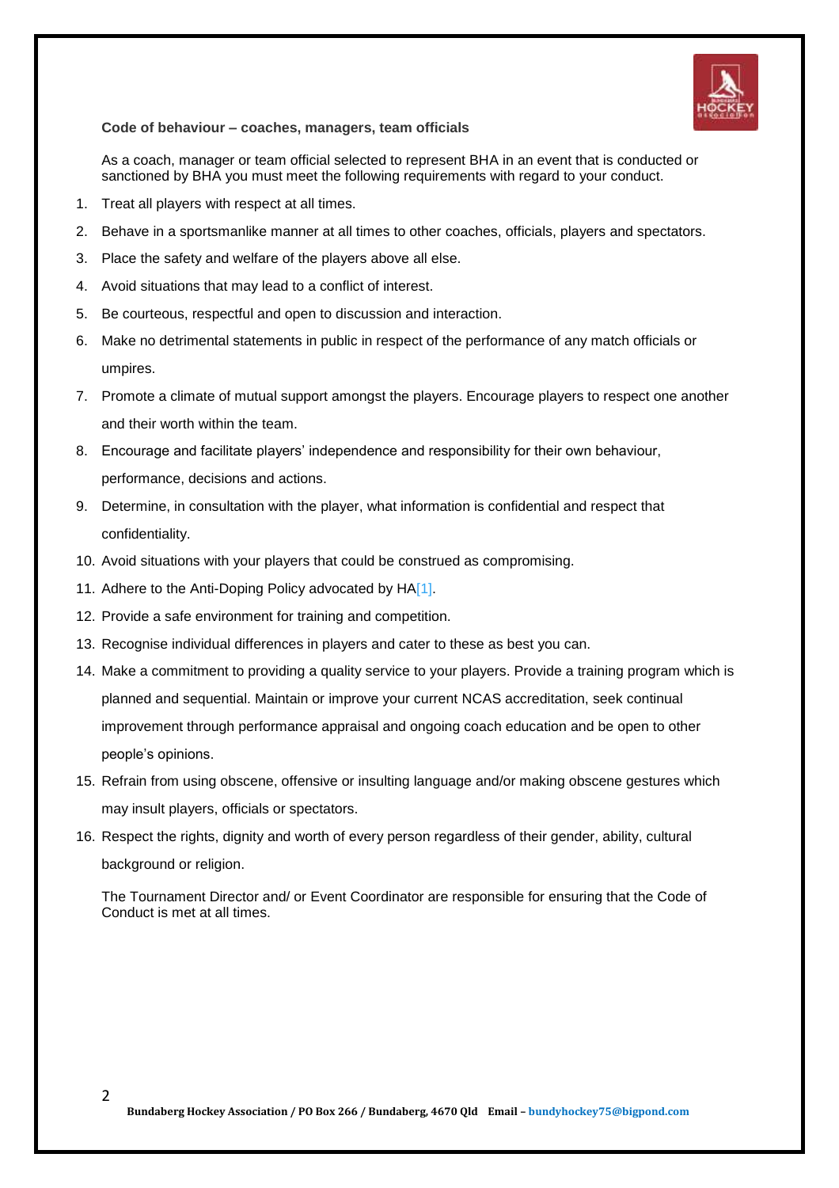**Code of behaviour – coaches, managers, team officials**

As a coach, manager or team official selected to represent BHA in an event that is conducted or sanctioned by BHA you must meet the following requirements with regard to your conduct.

1. Treat all players with respect at all times.
2. Behave in a sportsmanlike manner at all times to other coaches, officials, players and spectators.
3. Place the safety and welfare of the players above all else.
4. Avoid situations that may lead to a conflict of interest.
5. Be courteous, respectful and open to discussion and interaction.
6. Make no detrimental statements in public in respect of the performance of any match officials or umpires.
7. Promote a climate of mutual support amongst the players. Encourage players to respect one another and their worth within the team.
8. Encourage and facilitate players' independence and responsibility for their own behaviour, performance, decisions and actions.
9. Determine, in consultation with the player, what information is confidential and respect that confidentiality.
10. Avoid situations with your players that could be construed as compromising.
11. Adhere to the Anti-Doping Policy advocated by HA[1].
12. Provide a safe environment for training and competition.
13. Recognise individual differences in players and cater to these as best you can.
14. Make a commitment to providing a quality service to your players. Provide a training program which is planned and sequential. Maintain or improve your current NCAS accreditation, seek continual improvement through performance appraisal and ongoing coach education and be open to other people's opinions.
15. Refrain from using obscene, offensive or insulting language and/or making obscene gestures which may insult players, officials or spectators.
16. Respect the rights, dignity and worth of every person regardless of their gender, ability, cultural background or religion.

The Tournament Director and/ or Event Coordinator are responsible for ensuring that the Code of Conduct is met at all times.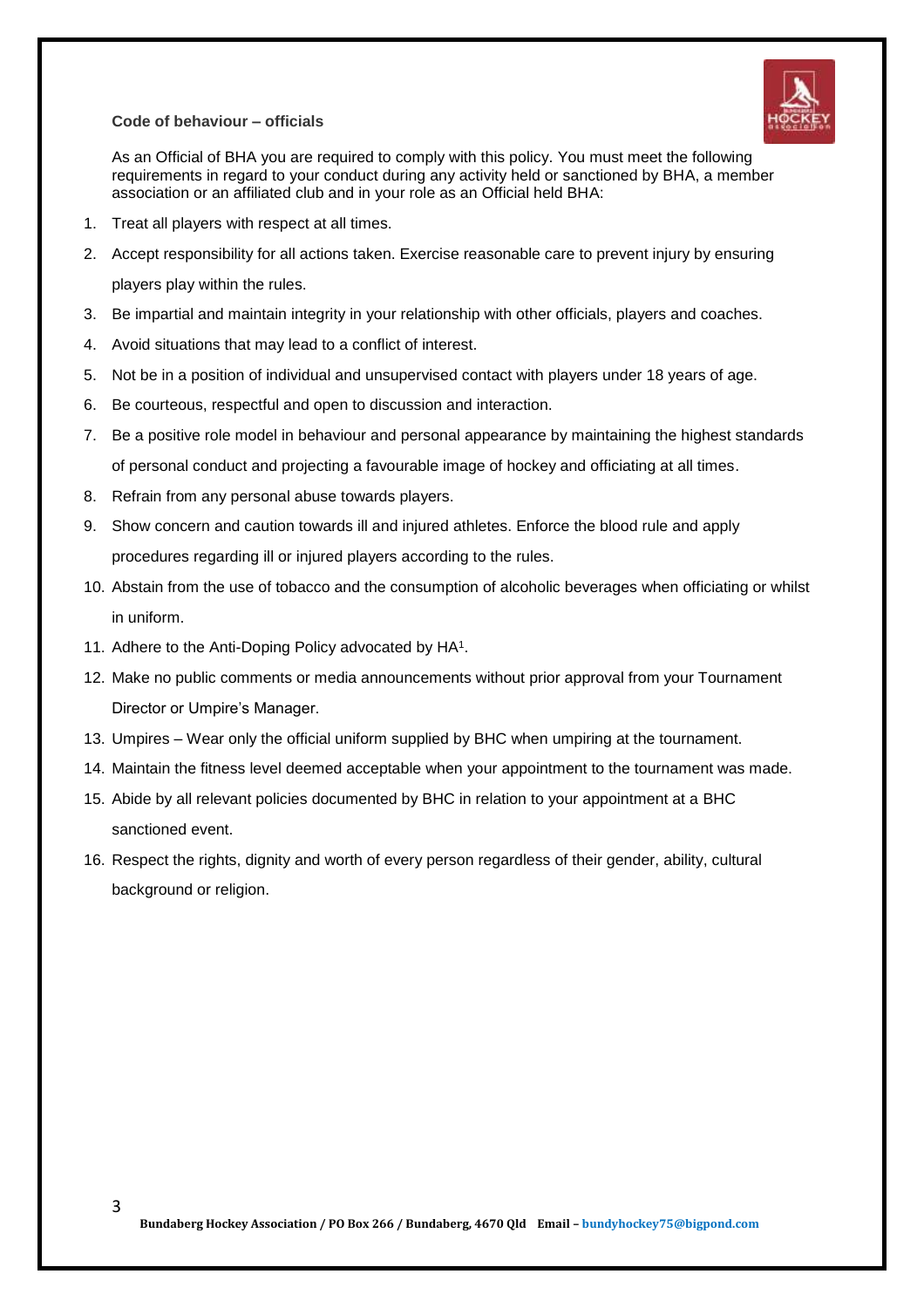**Code of behaviour – officials**

As an Official of BHA you are required to comply with this policy. You must meet the following requirements in regard to your conduct during any activity held or sanctioned by BHA, a member association or an affiliated club and in your role as an Official held BHA:

1. Treat all players with respect at all times.
2. Accept responsibility for all actions taken. Exercise reasonable care to prevent injury by ensuring players play within the rules.
3. Be impartial and maintain integrity in your relationship with other officials, players and coaches.
4. Avoid situations that may lead to a conflict of interest.
5. Not be in a position of individual and unsupervised contact with players under 18 years of age.
6. Be courteous, respectful and open to discussion and interaction.
7. Be a positive role model in behaviour and personal appearance by maintaining the highest standards of personal conduct and projecting a favourable image of hockey and officiating at all times.
8. Refrain from any personal abuse towards players.
9. Show concern and caution towards ill and injured athletes. Enforce the blood rule and apply procedures regarding ill or injured players according to the rules.
10. Abstain from the use of tobacco and the consumption of alcoholic beverages when officiating or whilst in uniform.
11. Adhere to the Anti-Doping Policy advocated by HA[1].
12. Make no public comments or media announcements without prior approval from your Tournament Director or Umpire's Manager.
13. Umpires – Wear only the official uniform supplied by BHC when umpiring at the tournament.
14. Maintain the fitness level deemed acceptable when your appointment to the tournament was made.
15. Abide by all relevant policies documented by BHC in relation to your appointment at a BHC sanctioned event.
16. Respect the rights, dignity and worth of every person regardless of their gender, ability, cultural background or religion.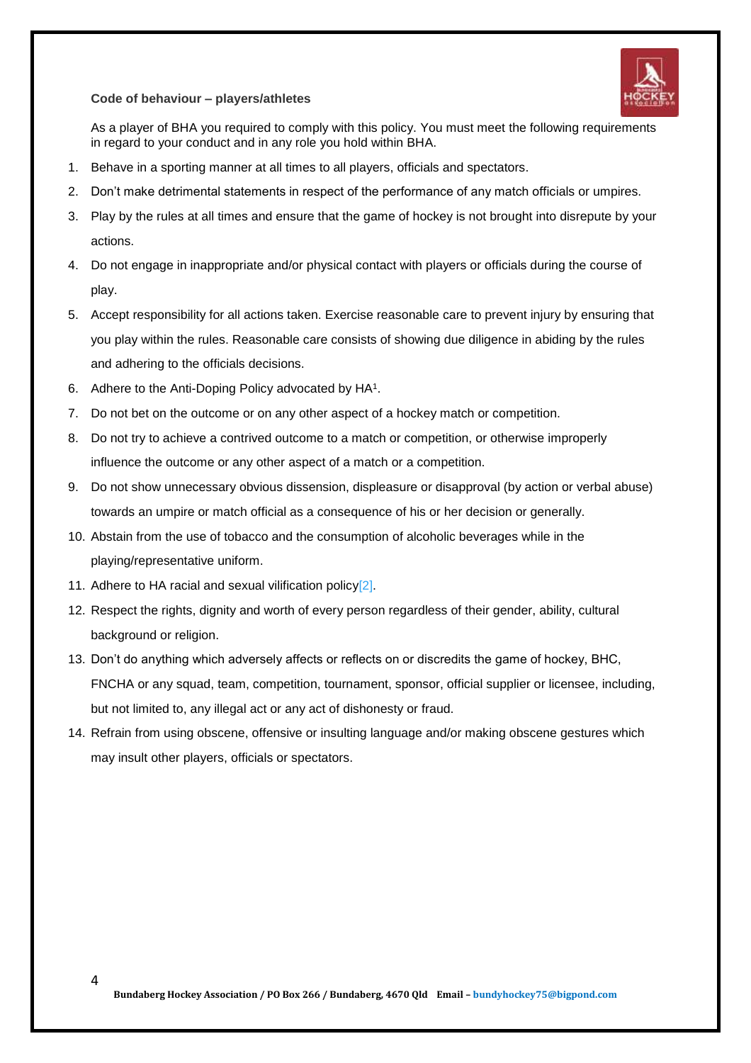**Code of behaviour – players/athletes**

As a player of BHA you required to comply with this policy. You must meet the following requirements in regard to your conduct and in any role you hold within BHA.

1. Behave in a sporting manner at all times to all players, officials and spectators.
2. Don't make detrimental statements in respect of the performance of any match officials or umpires.
3. Play by the rules at all times and ensure that the game of hockey is not brought into disrepute by your actions.
4. Do not engage in inappropriate and/or physical contact with players or officials during the course of play.
5. Accept responsibility for all actions taken. Exercise reasonable care to prevent injury by ensuring that you play within the rules. Reasonable care consists of showing due diligence in abiding by the rules and adhering to the officials decisions.
6. Adhere to the Anti-Doping Policy advocated by HA[1].
7. Do not bet on the outcome or on any other aspect of a hockey match or competition.
8. Do not try to achieve a contrived outcome to a match or competition, or otherwise improperly influence the outcome or any other aspect of a match or a competition.
9. Do not show unnecessary obvious dissension, displeasure or disapproval (by action or verbal abuse) towards an umpire or match official as a consequence of his or her decision or generally.
10. Abstain from the use of tobacco and the consumption of alcoholic beverages while in the playing/representative uniform.
11. Adhere to HA racial and sexual vilification policy[2].
12. Respect the rights, dignity and worth of every person regardless of their gender, ability, cultural background or religion.
13. Don't do anything which adversely affects or reflects on or discredits the game of hockey, BHC, FNCHA or any squad, team, competition, tournament, sponsor, official supplier or licensee, including, but not limited to, any illegal act or any act of dishonesty or fraud.
14. Refrain from using obscene, offensive or insulting language and/or making obscene gestures which may insult other players, officials or spectators.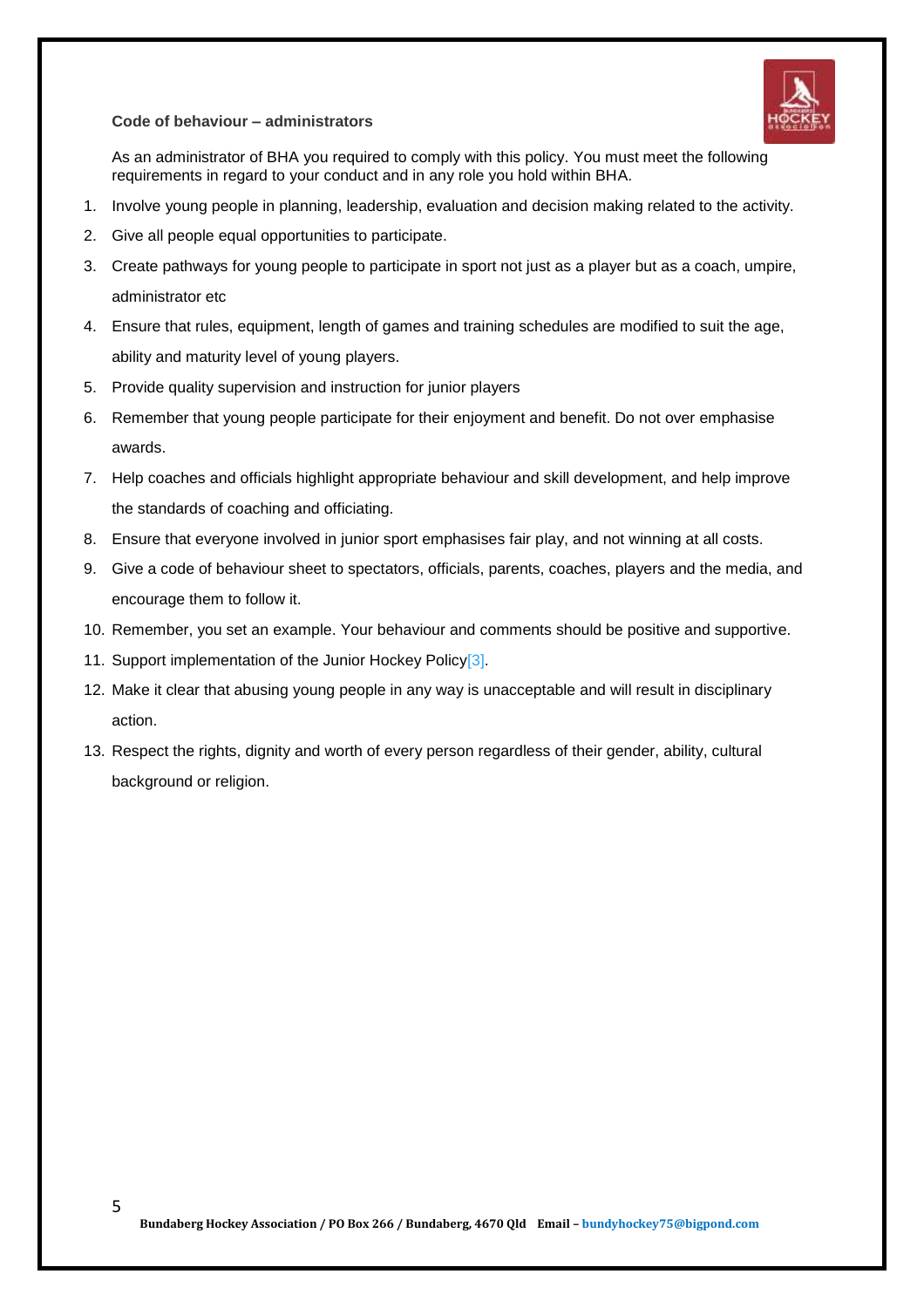**Code of behaviour – administrators**

As an administrator of BHA you required to comply with this policy. You must meet the following requirements in regard to your conduct and in any role you hold within BHA.

1. Involve young people in planning, leadership, evaluation and decision making related to the activity.
2. Give all people equal opportunities to participate.
3. Create pathways for young people to participate in sport not just as a player but as a coach, umpire, administrator etc
4. Ensure that rules, equipment, length of games and training schedules are modified to suit the age, ability and maturity level of young players.
5. Provide quality supervision and instruction for junior players
6. Remember that young people participate for their enjoyment and benefit. Do not over emphasise awards.
7. Help coaches and officials highlight appropriate behaviour and skill development, and help improve the standards of coaching and officiating.
8. Ensure that everyone involved in junior sport emphasises fair play, and not winning at all costs.
9. Give a code of behaviour sheet to spectators, officials, parents, coaches, players and the media, and encourage them to follow it.
10. Remember, you set an example. Your behaviour and comments should be positive and supportive.
11. Support implementation of the Junior Hockey Policy[3].
12. Make it clear that abusing young people in any way is unacceptable and will result in disciplinary action.
13. Respect the rights, dignity and worth of every person regardless of their gender, ability, cultural background or religion.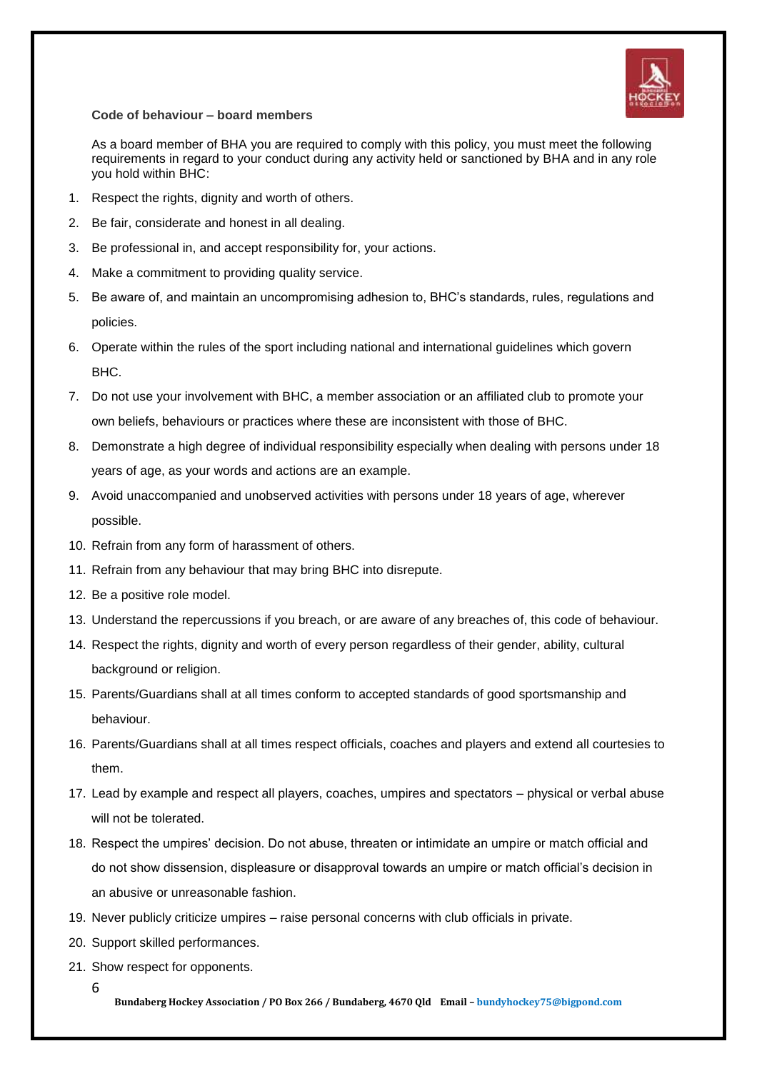### Code of behaviour – board members

As a board member of BHA you are required to comply with this policy, you must meet the following requirements in regard to your conduct during any activity held or sanctioned by BHA and in any role you hold within BHC:

1. Respect the rights, dignity and worth of others.
2. Be fair, considerate and honest in all dealing.
3. Be professional in, and accept responsibility for, your actions.
4. Make a commitment to providing quality service.
5. Be aware of, and maintain an uncompromising adhesion to, BHC's standards, rules, regulations and policies.
6. Operate within the rules of the sport including national and international guidelines which govern BHC.
7. Do not use your involvement with BHC, a member association or an affiliated club to promote your own beliefs, behaviours or practices where these are inconsistent with those of BHC.
8. Demonstrate a high degree of individual responsibility especially when dealing with persons under 18 years of age, as your words and actions are an example.
9. Avoid unaccompanied and unobserved activities with persons under 18 years of age, wherever possible.
10. Refrain from any form of harassment of others.
11. Refrain from any behaviour that may bring BHC into disrepute.
12. Be a positive role model.
13. Understand the repercussions if you breach, or are aware of any breaches of, this code of behaviour.
14. Respect the rights, dignity and worth of every person regardless of their gender, ability, cultural background or religion.
15. Parents/Guardians shall at all times conform to accepted standards of good sportsmanship and behaviour.
16. Parents/Guardians shall at all times respect officials, coaches and players and extend all courtesies to them.
17. Lead by example and respect all players, coaches, umpires and spectators – physical or verbal abuse will not be tolerated.
18. Respect the umpires' decision. Do not abuse, threaten or intimidate an umpire or match official and do not show dissension, displeasure or disapproval towards an umpire or match official's decision in an abusive or unreasonable fashion.
19. Never publicly criticize umpires – raise personal concerns with club officials in private.
20. Support skilled performances.
21. Show respect for opponents.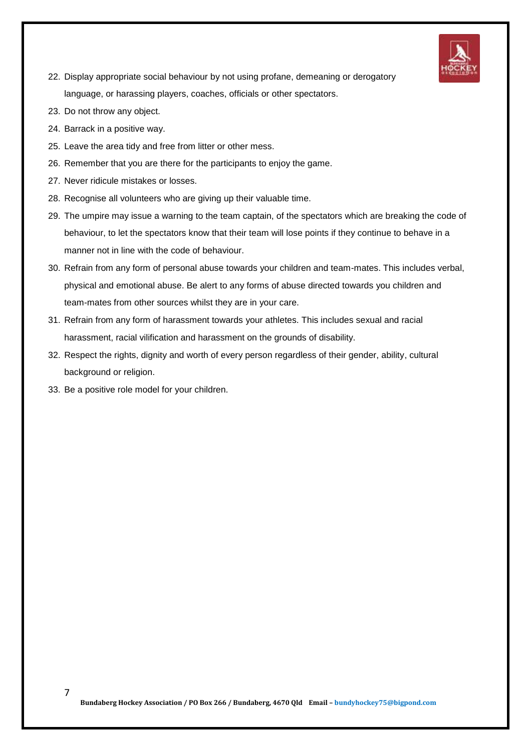22. Display appropriate social behaviour by not using profane, demeaning or derogatory language, or harassing players, coaches, officials or other spectators.
23. Do not throw any object.
24. Barrack in a positive way.
25. Leave the area tidy and free from litter or other mess.
26. Remember that you are there for the participants to enjoy the game.
27. Never ridicule mistakes or losses.
28. Recognise all volunteers who are giving up their valuable time.
29. The umpire may issue a warning to the team captain, of the spectators which are breaking the code of behaviour, to let the spectators know that their team will lose points if they continue to behave in a manner not in line with the code of behaviour.
30. Refrain from any form of personal abuse towards your children and team-mates. This includes verbal, physical and emotional abuse. Be alert to any forms of abuse directed towards you children and team-mates from other sources whilst they are in your care.
31. Refrain from any form of harassment towards your athletes. This includes sexual and racial harassment, racial vilification and harassment on the grounds of disability.
32. Respect the rights, dignity and worth of every person regardless of their gender, ability, cultural background or religion.
33. Be a positive role model for your children.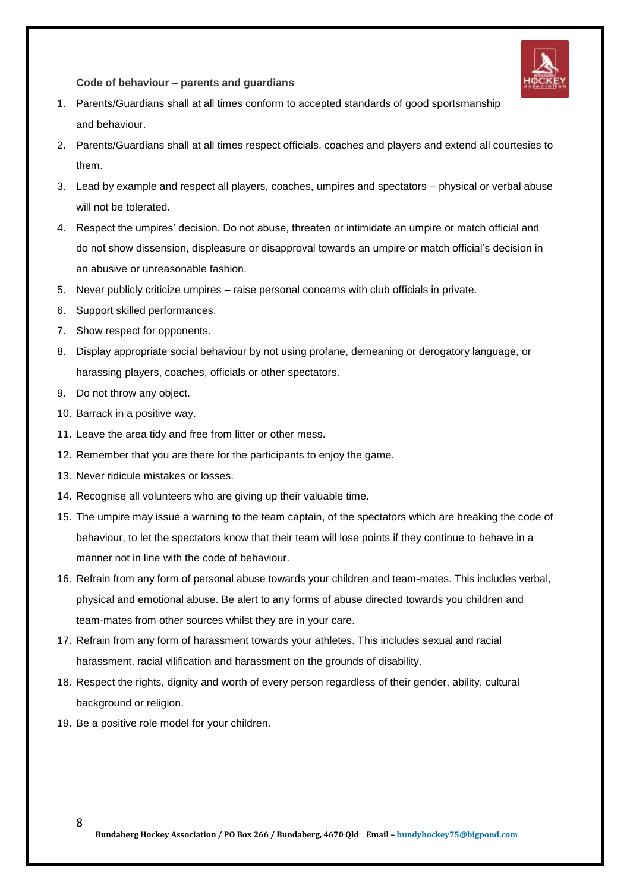**Code of behaviour – parents and guardians**

1. Parents/Guardians shall at all times conform to accepted standards of good sportsmanship and behaviour.
2. Parents/Guardians shall at all times respect officials, coaches and players and extend all courtesies to them.
3. Lead by example and respect all players, coaches, umpires and spectators – physical or verbal abuse will not be tolerated.
4. Respect the umpires' decision. Do not abuse, threaten or intimidate an umpire or match official and do not show dissension, displeasure or disapproval towards an umpire or match official's decision in an abusive or unreasonable fashion.
5. Never publicly criticize umpires – raise personal concerns with club officials in private.
6. Support skilled performances.
7. Show respect for opponents.
8. Display appropriate social behaviour by not using profane, demeaning or derogatory language, or harassing players, coaches, officials or other spectators.
9. Do not throw any object.
10. Barrack in a positive way.
11. Leave the area tidy and free from litter or other mess.
12. Remember that you are there for the participants to enjoy the game.
13. Never ridicule mistakes or losses.
14. Recognise all volunteers who are giving up their valuable time.
15. The umpire may issue a warning to the team captain, of the spectators which are breaking the code of behaviour, to let the spectators know that their team will lose points if they continue to behave in a manner not in line with the code of behaviour.
16. Refrain from any form of personal abuse towards your children and team-mates. This includes verbal, physical and emotional abuse. Be alert to any forms of abuse directed towards you children and team-mates from other sources whilst they are in your care.
17. Refrain from any form of harassment towards your athletes. This includes sexual and racial harassment, racial vilification and harassment on the grounds of disability.
18. Respect the rights, dignity and worth of every person regardless of their gender, ability, cultural background or religion.
19. Be a positive role model for your children.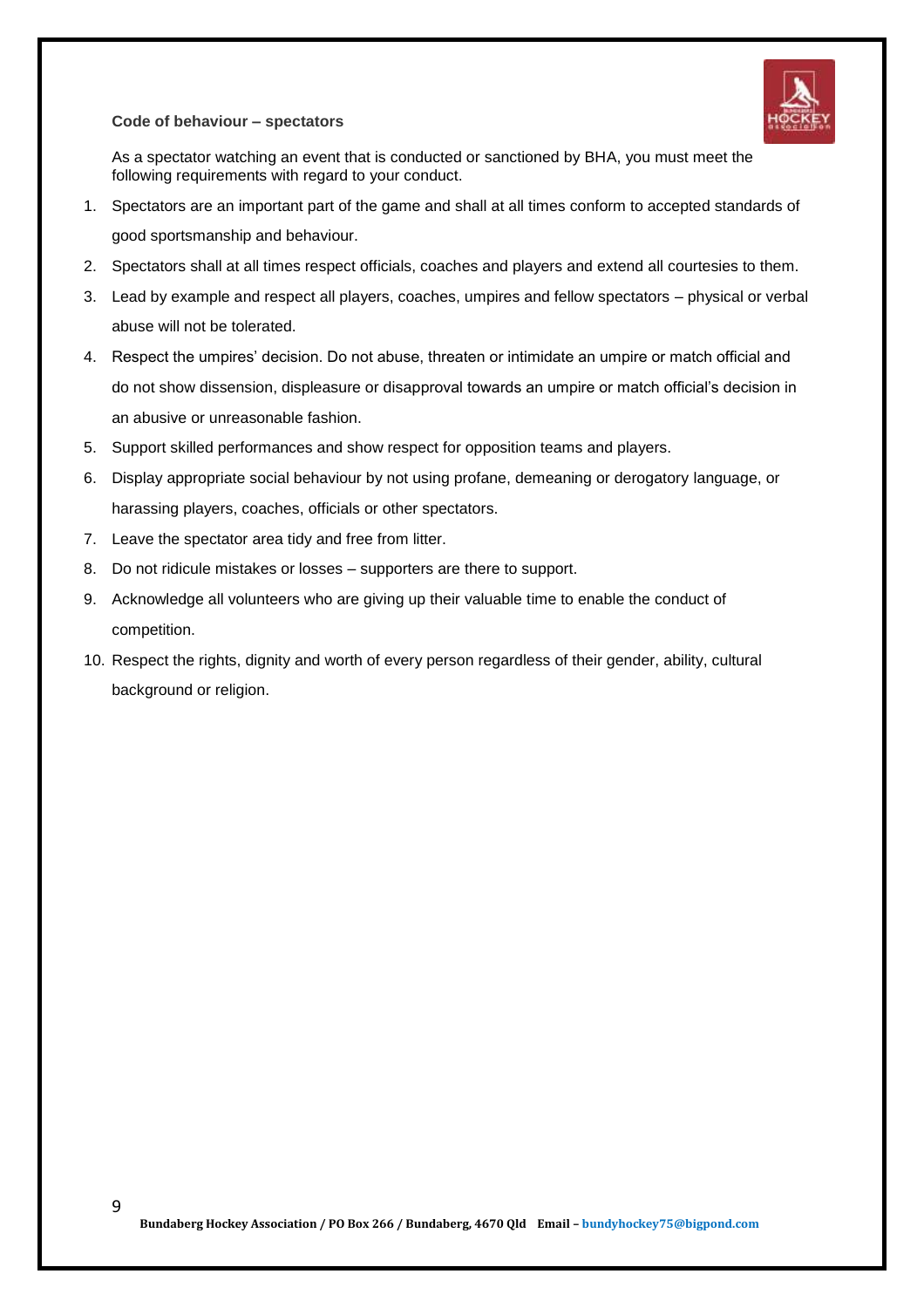**Code of behaviour – spectators**

As a spectator watching an event that is conducted or sanctioned by BHA, you must meet the following requirements with regard to your conduct.

1. Spectators are an important part of the game and shall at all times conform to accepted standards of good sportsmanship and behaviour.
2. Spectators shall at all times respect officials, coaches and players and extend all courtesies to them.
3. Lead by example and respect all players, coaches, umpires and fellow spectators – physical or verbal abuse will not be tolerated.
4. Respect the umpires' decision. Do not abuse, threaten or intimidate an umpire or match official and do not show dissension, displeasure or disapproval towards an umpire or match official's decision in an abusive or unreasonable fashion.
5. Support skilled performances and show respect for opposition teams and players.
6. Display appropriate social behaviour by not using profane, demeaning or derogatory language, or harassing players, coaches, officials or other spectators.
7. Leave the spectator area tidy and free from litter.
8. Do not ridicule mistakes or losses – supporters are there to support.
9. Acknowledge all volunteers who are giving up their valuable time to enable the conduct of competition.
10. Respect the rights, dignity and worth of every person regardless of their gender, ability, cultural background or religion.